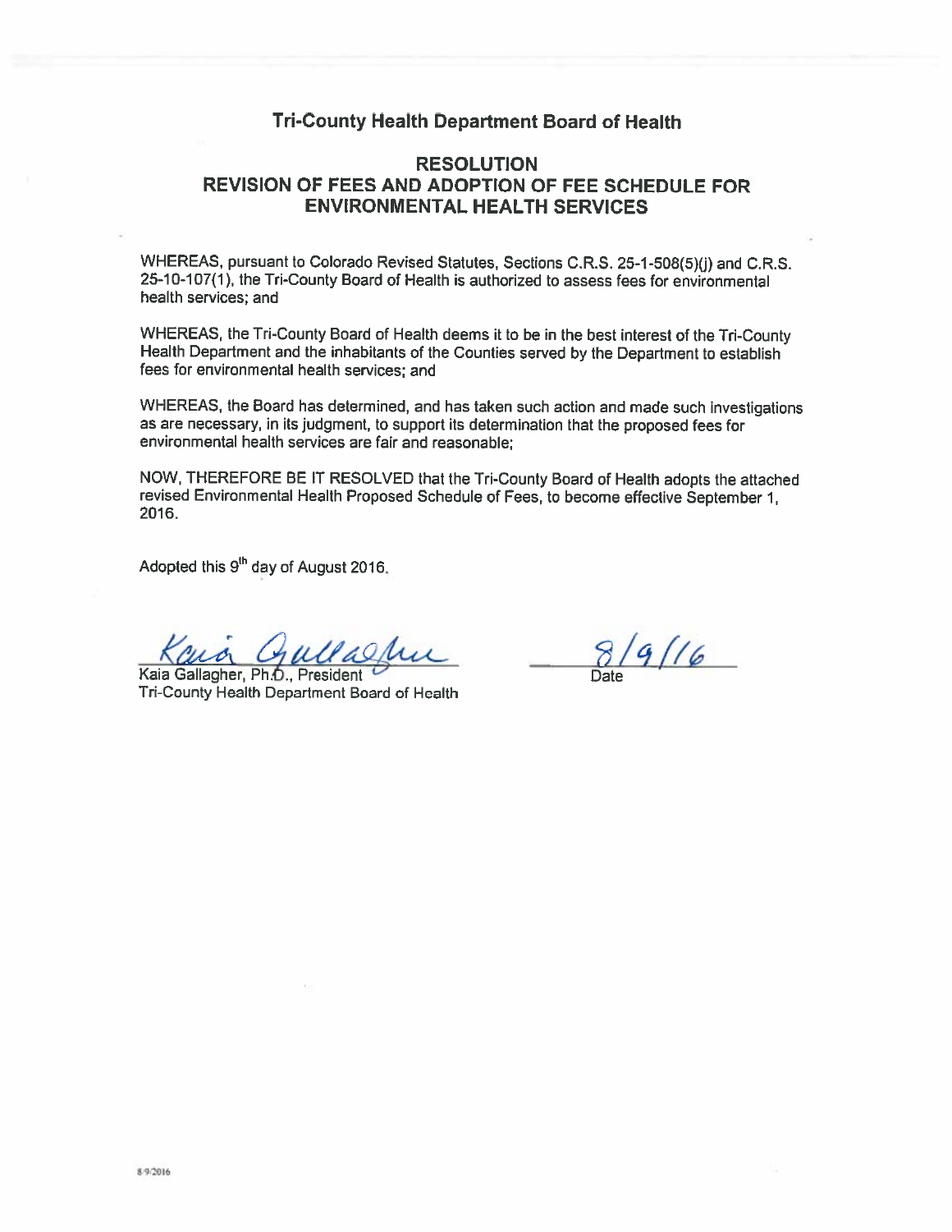# Tri-County Health Department Board of Health

## RESOLUTION
## REVISION OF FEES AND ADOPTION OF FEE SCHEDULE FOR ENVIRONMENTAL HEALTH SERVICES

WHEREAS, pursuant to Colorado Revised Statutes, Sections C.R.S. 25-1-508(5)(j) and C.R.S. 25-10-107(1), the Tri-County Board of Health is authorized to assess fees for environmental health services; and

WHEREAS, the Tri-County Board of Health deems it to be in the best interest of the Tri-County Health Department and the inhabitants of the Counties served by the Department to establish fees for environmental health services; and

WHEREAS, the Board has determined, and has taken such action and made such investigations as are necessary, in its judgment, to support its determination that the proposed fees for environmental health services are fair and reasonable;

NOW, THEREFORE BE IT RESOLVED that the Tri-County Board of Health adopts the attached revised Environmental Health Proposed Schedule of Fees, to become effective September 1, 2016.

Adopted this 9th day of August 2016.

Kaia Gallagher, Ph.D., President
Tri-County Health Department Board of Health

8/9/16
Date

8/9/2016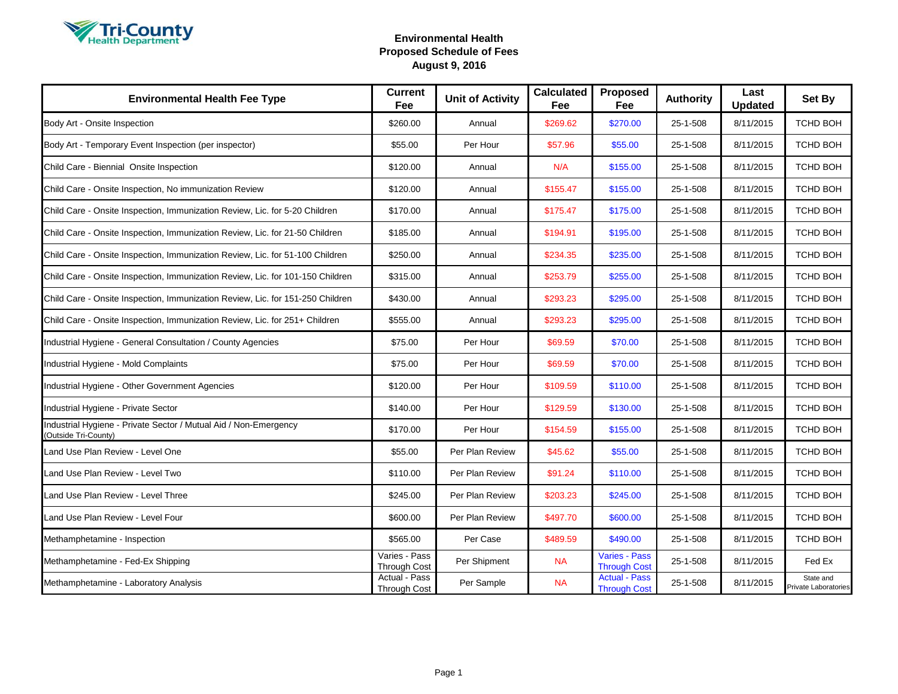Tri-County Health Department

## Environmental Health
## Proposed Schedule of Fees
## August 9, 2016

| Environmental Health Fee Type | Current Fee | Unit of Activity | Calculated Fee | Proposed Fee | Authority | Last Updated | Set By |
|---|---|---|---|---|---|---|---|
| Body Art - Onsite Inspection | $260.00 | Annual | $269.62 | $270.00 | 25-1-508 | 8/11/2015 | TCHD BOH |
| Body Art - Temporary Event Inspection (per inspector) | $55.00 | Per Hour | $57.96 | $55.00 | 25-1-508 | 8/11/2015 | TCHD BOH |
| Child Care - Biennial Onsite Inspection | $120.00 | Annual | N/A | $155.00 | 25-1-508 | 8/11/2015 | TCHD BOH |
| Child Care - Onsite Inspection, No immunization Review | $120.00 | Annual | $155.47 | $155.00 | 25-1-508 | 8/11/2015 | TCHD BOH |
| Child Care - Onsite Inspection, Immunization Review, Lic. for 5-20 Children | $170.00 | Annual | $175.47 | $175.00 | 25-1-508 | 8/11/2015 | TCHD BOH |
| Child Care - Onsite Inspection, Immunization Review, Lic. for 21-50 Children | $185.00 | Annual | $194.91 | $195.00 | 25-1-508 | 8/11/2015 | TCHD BOH |
| Child Care - Onsite Inspection, Immunization Review, Lic. for 51-100 Children | $250.00 | Annual | $234.35 | $235.00 | 25-1-508 | 8/11/2015 | TCHD BOH |
| Child Care - Onsite Inspection, Immunization Review, Lic. for 101-150 Children | $315.00 | Annual | $253.79 | $255.00 | 25-1-508 | 8/11/2015 | TCHD BOH |
| Child Care - Onsite Inspection, Immunization Review, Lic. for 151-250 Children | $430.00 | Annual | $293.23 | $295.00 | 25-1-508 | 8/11/2015 | TCHD BOH |
| Child Care - Onsite Inspection, Immunization Review, Lic. for 251+ Children | $555.00 | Annual | $293.23 | $295.00 | 25-1-508 | 8/11/2015 | TCHD BOH |
| Industrial Hygiene - General Consultation / County Agencies | $75.00 | Per Hour | $69.59 | $70.00 | 25-1-508 | 8/11/2015 | TCHD BOH |
| Industrial Hygiene - Mold Complaints | $75.00 | Per Hour | $69.59 | $70.00 | 25-1-508 | 8/11/2015 | TCHD BOH |
| Industrial Hygiene - Other Government Agencies | $120.00 | Per Hour | $109.59 | $110.00 | 25-1-508 | 8/11/2015 | TCHD BOH |
| Industrial Hygiene - Private Sector | $140.00 | Per Hour | $129.59 | $130.00 | 25-1-508 | 8/11/2015 | TCHD BOH |
| Industrial Hygiene - Private Sector / Mutual Aid / Non-Emergency (Outside Tri-County) | $170.00 | Per Hour | $154.59 | $155.00 | 25-1-508 | 8/11/2015 | TCHD BOH |
| Land Use Plan Review - Level One | $55.00 | Per Plan Review | $45.62 | $55.00 | 25-1-508 | 8/11/2015 | TCHD BOH |
| Land Use Plan Review - Level Two | $110.00 | Per Plan Review | $91.24 | $110.00 | 25-1-508 | 8/11/2015 | TCHD BOH |
| Land Use Plan Review - Level Three | $245.00 | Per Plan Review | $203.23 | $245.00 | 25-1-508 | 8/11/2015 | TCHD BOH |
| Land Use Plan Review - Level Four | $600.00 | Per Plan Review | $497.70 | $600.00 | 25-1-508 | 8/11/2015 | TCHD BOH |
| Methamphetamine - Inspection | $565.00 | Per Case | $489.59 | $490.00 | 25-1-508 | 8/11/2015 | TCHD BOH |
| Methamphetamine - Fed-Ex Shipping | Varies - Pass Through Cost | Per Shipment | NA | Varies - Pass Through Cost | 25-1-508 | 8/11/2015 | Fed Ex |
| Methamphetamine - Laboratory Analysis | Actual - Pass Through Cost | Per Sample | NA | Actual - Pass Through Cost | 25-1-508 | 8/11/2015 | State and Private Laboratories |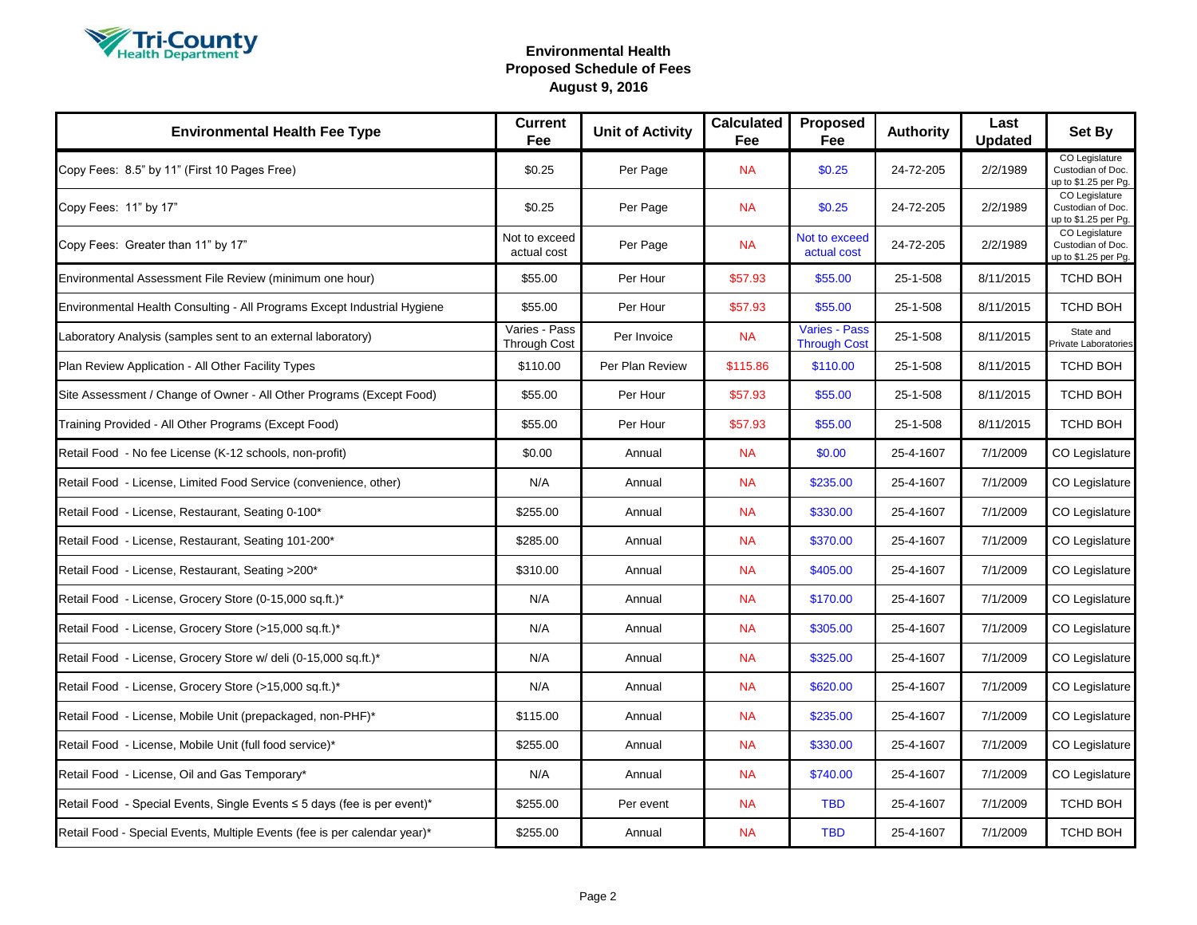Tri-County Health Department

## Environmental Health
## Proposed Schedule of Fees
## August 9, 2016

| Environmental Health Fee Type | Current Fee | Unit of Activity | Calculated Fee | Proposed Fee | Authority | Last Updated | Set By |
|---|---|---|---|---|---|---|---|
| Copy Fees: 8.5" by 11" (First 10 Pages Free) | $0.25 | Per Page | NA | $0.25 | 24-72-205 | 2/2/1989 | CO Legislature Custodian of Doc. up to $1.25 per Pg. |
| Copy Fees: 11" by 17" | $0.25 | Per Page | NA | $0.25 | 24-72-205 | 2/2/1989 | CO Legislature Custodian of Doc. up to $1.25 per Pg. |
| Copy Fees: Greater than 11" by 17" | Not to exceed actual cost | Per Page | NA | Not to exceed actual cost | 24-72-205 | 2/2/1989 | CO Legislature Custodian of Doc. up to $1.25 per Pg. |
| Environmental Assessment File Review (minimum one hour) | $55.00 | Per Hour | $57.93 | $55.00 | 25-1-508 | 8/11/2015 | TCHD BOH |
| Environmental Health Consulting - All Programs Except Industrial Hygiene | $55.00 | Per Hour | $57.93 | $55.00 | 25-1-508 | 8/11/2015 | TCHD BOH |
| Laboratory Analysis (samples sent to an external laboratory) | Varies - Pass Through Cost | Per Invoice | NA | Varies - Pass Through Cost | 25-1-508 | 8/11/2015 | State and Private Laboratories |
| Plan Review Application - All Other Facility Types | $110.00 | Per Plan Review | $115.86 | $110.00 | 25-1-508 | 8/11/2015 | TCHD BOH |
| Site Assessment / Change of Owner - All Other Programs (Except Food) | $55.00 | Per Hour | $57.93 | $55.00 | 25-1-508 | 8/11/2015 | TCHD BOH |
| Training Provided - All Other Programs (Except Food) | $55.00 | Per Hour | $57.93 | $55.00 | 25-1-508 | 8/11/2015 | TCHD BOH |
| Retail Food - No fee License (K-12 schools, non-profit) | $0.00 | Annual | NA | $0.00 | 25-4-1607 | 7/1/2009 | CO Legislature |
| Retail Food - License, Limited Food Service (convenience, other) | N/A | Annual | NA | $235.00 | 25-4-1607 | 7/1/2009 | CO Legislature |
| Retail Food - License, Restaurant, Seating 0-100* | $255.00 | Annual | NA | $330.00 | 25-4-1607 | 7/1/2009 | CO Legislature |
| Retail Food - License, Restaurant, Seating 101-200* | $285.00 | Annual | NA | $370.00 | 25-4-1607 | 7/1/2009 | CO Legislature |
| Retail Food - License, Restaurant, Seating >200* | $310.00 | Annual | NA | $405.00 | 25-4-1607 | 7/1/2009 | CO Legislature |
| Retail Food - License, Grocery Store (0-15,000 sq.ft.)* | N/A | Annual | NA | $170.00 | 25-4-1607 | 7/1/2009 | CO Legislature |
| Retail Food - License, Grocery Store (>15,000 sq.ft.)* | N/A | Annual | NA | $305.00 | 25-4-1607 | 7/1/2009 | CO Legislature |
| Retail Food - License, Grocery Store w/ deli (0-15,000 sq.ft.)* | N/A | Annual | NA | $325.00 | 25-4-1607 | 7/1/2009 | CO Legislature |
| Retail Food - License, Grocery Store (>15,000 sq.ft.)* | N/A | Annual | NA | $620.00 | 25-4-1607 | 7/1/2009 | CO Legislature |
| Retail Food - License, Mobile Unit (prepackaged, non-PHF)* | $115.00 | Annual | NA | $235.00 | 25-4-1607 | 7/1/2009 | CO Legislature |
| Retail Food - License, Mobile Unit (full food service)* | $255.00 | Annual | NA | $330.00 | 25-4-1607 | 7/1/2009 | CO Legislature |
| Retail Food - License, Oil and Gas Temporary* | N/A | Annual | NA | $740.00 | 25-4-1607 | 7/1/2009 | CO Legislature |
| Retail Food - Special Events, Single Events ≤ 5 days (fee is per event)* | $255.00 | Per event | NA | TBD | 25-4-1607 | 7/1/2009 | TCHD BOH |
| Retail Food - Special Events, Multiple Events (fee is per calendar year)* | $255.00 | Annual | NA | TBD | 25-4-1607 | 7/1/2009 | TCHD BOH |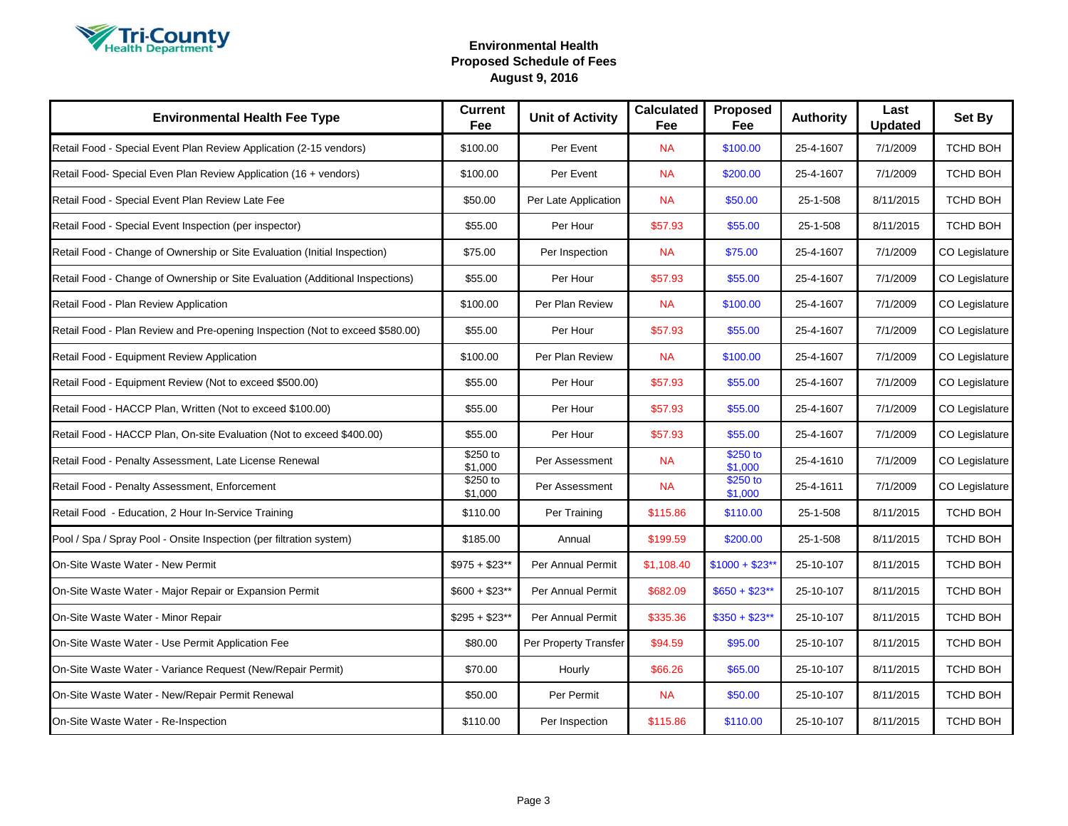Tri-County Health Department

**Environmental Health**
**Proposed Schedule of Fees**
**August 9, 2016**

| Environmental Health Fee Type | Current Fee | Unit of Activity | Calculated Fee | Proposed Fee | Authority | Last Updated | Set By |
|---|---|---|---|---|---|---|---|
| Retail Food - Special Event Plan Review Application (2-15 vendors) | $100.00 | Per Event | NA | $100.00 | 25-4-1607 | 7/1/2009 | TCHD BOH |
| Retail Food- Special Even Plan Review Application (16 + vendors) | $100.00 | Per Event | NA | $200.00 | 25-4-1607 | 7/1/2009 | TCHD BOH |
| Retail Food - Special Event Plan Review Late Fee | $50.00 | Per Late Application | NA | $50.00 | 25-1-508 | 8/11/2015 | TCHD BOH |
| Retail Food - Special Event Inspection (per inspector) | $55.00 | Per Hour | $57.93 | $55.00 | 25-1-508 | 8/11/2015 | TCHD BOH |
| Retail Food - Change of Ownership or Site Evaluation (Initial Inspection) | $75.00 | Per Inspection | NA | $75.00 | 25-4-1607 | 7/1/2009 | CO Legislature |
| Retail Food - Change of Ownership or Site Evaluation (Additional Inspections) | $55.00 | Per Hour | $57.93 | $55.00 | 25-4-1607 | 7/1/2009 | CO Legislature |
| Retail Food - Plan Review Application | $100.00 | Per Plan Review | NA | $100.00 | 25-4-1607 | 7/1/2009 | CO Legislature |
| Retail Food - Plan Review and Pre-opening Inspection (Not to exceed $580.00) | $55.00 | Per Hour | $57.93 | $55.00 | 25-4-1607 | 7/1/2009 | CO Legislature |
| Retail Food - Equipment Review Application | $100.00 | Per Plan Review | NA | $100.00 | 25-4-1607 | 7/1/2009 | CO Legislature |
| Retail Food - Equipment Review (Not to exceed $500.00) | $55.00 | Per Hour | $57.93 | $55.00 | 25-4-1607 | 7/1/2009 | CO Legislature |
| Retail Food - HACCP Plan, Written (Not to exceed $100.00) | $55.00 | Per Hour | $57.93 | $55.00 | 25-4-1607 | 7/1/2009 | CO Legislature |
| Retail Food - HACCP Plan, On-site Evaluation (Not to exceed $400.00) | $55.00 | Per Hour | $57.93 | $55.00 | 25-4-1607 | 7/1/2009 | CO Legislature |
| Retail Food - Penalty Assessment, Late License Renewal | $250 to $1,000 | Per Assessment | NA | $250 to $1,000 | 25-4-1610 | 7/1/2009 | CO Legislature |
| Retail Food - Penalty Assessment, Enforcement | $250 to $1,000 | Per Assessment | NA | $250 to $1,000 | 25-4-1611 | 7/1/2009 | CO Legislature |
| Retail Food - Education, 2 Hour In-Service Training | $110.00 | Per Training | $115.86 | $110.00 | 25-1-508 | 8/11/2015 | TCHD BOH |
| Pool / Spa / Spray Pool - Onsite Inspection (per filtration system) | $185.00 | Annual | $199.59 | $200.00 | 25-1-508 | 8/11/2015 | TCHD BOH |
| On-Site Waste Water - New Permit | $975 + $23** | Per Annual Permit | $1,108.40 | $1000 + $23** | 25-10-107 | 8/11/2015 | TCHD BOH |
| On-Site Waste Water - Major Repair or Expansion Permit | $600 + $23** | Per Annual Permit | $682.09 | $650 + $23** | 25-10-107 | 8/11/2015 | TCHD BOH |
| On-Site Waste Water - Minor Repair | $295 + $23** | Per Annual Permit | $335.36 | $350 + $23** | 25-10-107 | 8/11/2015 | TCHD BOH |
| On-Site Waste Water - Use Permit Application Fee | $80.00 | Per Property Transfer | $94.59 | $95.00 | 25-10-107 | 8/11/2015 | TCHD BOH |
| On-Site Waste Water - Variance Request (New/Repair Permit) | $70.00 | Hourly | $66.26 | $65.00 | 25-10-107 | 8/11/2015 | TCHD BOH |
| On-Site Waste Water - New/Repair Permit Renewal | $50.00 | Per Permit | NA | $50.00 | 25-10-107 | 8/11/2015 | TCHD BOH |
| On-Site Waste Water - Re-Inspection | $110.00 | Per Inspection | $115.86 | $110.00 | 25-10-107 | 8/11/2015 | TCHD BOH |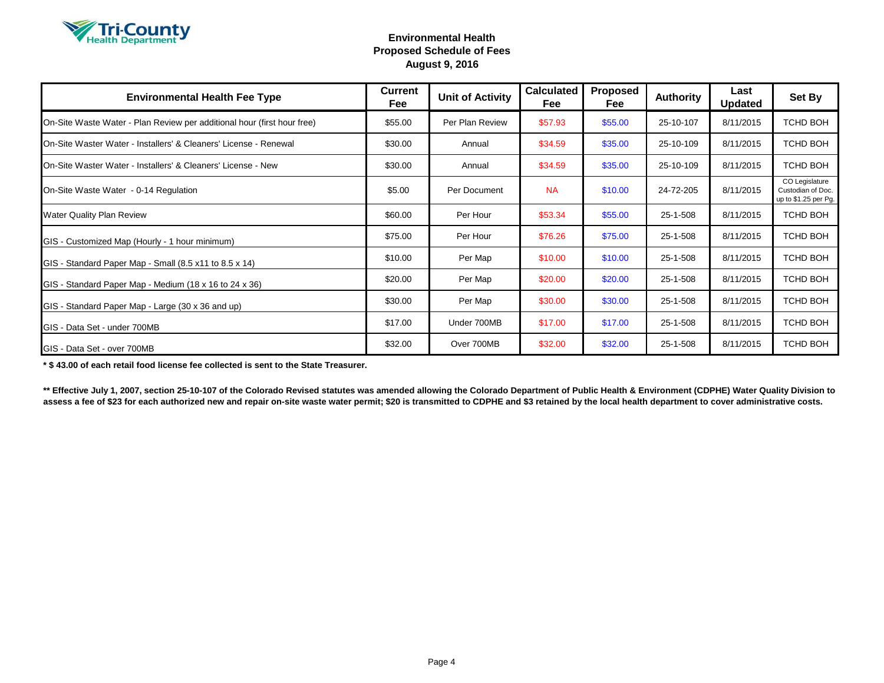**Environmental Health**
**Proposed Schedule of Fees**
**August 9, 2016**

| Environmental Health Fee Type | Current Fee | Unit of Activity | Calculated Fee | Proposed Fee | Authority | Last Updated | Set By |
|---|---|---|---|---|---|---|---|
| On-Site Waste Water - Plan Review per additional hour (first hour free) | $55.00 | Per Plan Review | $57.93 | $55.00 | 25-10-107 | 8/11/2015 | TCHD BOH |
| On-Site Waster Water - Installers' & Cleaners' License - Renewal | $30.00 | Annual | $34.59 | $35.00 | 25-10-109 | 8/11/2015 | TCHD BOH |
| On-Site Waster Water - Installers' & Cleaners' License - New | $30.00 | Annual | $34.59 | $35.00 | 25-10-109 | 8/11/2015 | TCHD BOH |
| On-Site Waste Water - 0-14 Regulation | $5.00 | Per Document | NA | $10.00 | 24-72-205 | 8/11/2015 | CO Legislature Custodian of Doc. up to $1.25 per Pg. |
| Water Quality Plan Review | $60.00 | Per Hour | $53.34 | $55.00 | 25-1-508 | 8/11/2015 | TCHD BOH |
| GIS - Customized Map (Hourly - 1 hour minimum) | $75.00 | Per Hour | $76.26 | $75.00 | 25-1-508 | 8/11/2015 | TCHD BOH |
| GIS - Standard Paper Map - Small (8.5 x11 to 8.5 x 14) | $10.00 | Per Map | $10.00 | $10.00 | 25-1-508 | 8/11/2015 | TCHD BOH |
| GIS - Standard Paper Map - Medium (18 x 16 to 24 x 36) | $20.00 | Per Map | $20.00 | $20.00 | 25-1-508 | 8/11/2015 | TCHD BOH |
| GIS - Standard Paper Map - Large (30 x 36 and up) | $30.00 | Per Map | $30.00 | $30.00 | 25-1-508 | 8/11/2015 | TCHD BOH |
| GIS - Data Set - under 700MB | $17.00 | Under 700MB | $17.00 | $17.00 | 25-1-508 | 8/11/2015 | TCHD BOH |
| GIS - Data Set - over 700MB | $32.00 | Over 700MB | $32.00 | $32.00 | 25-1-508 | 8/11/2015 | TCHD BOH |

**\* $ 43.00 of each retail food license fee collected is sent to the State Treasurer.**

**\*\* Effective July 1, 2007, section 25-10-107 of the Colorado Revised statutes was amended allowing the Colorado Department of Public Health & Environment (CDPHE) Water Quality Division to assess a fee of $23 for each authorized new and repair on-site waste water permit; $20 is transmitted to CDPHE and $3 retained by the local health department to cover administrative costs.**